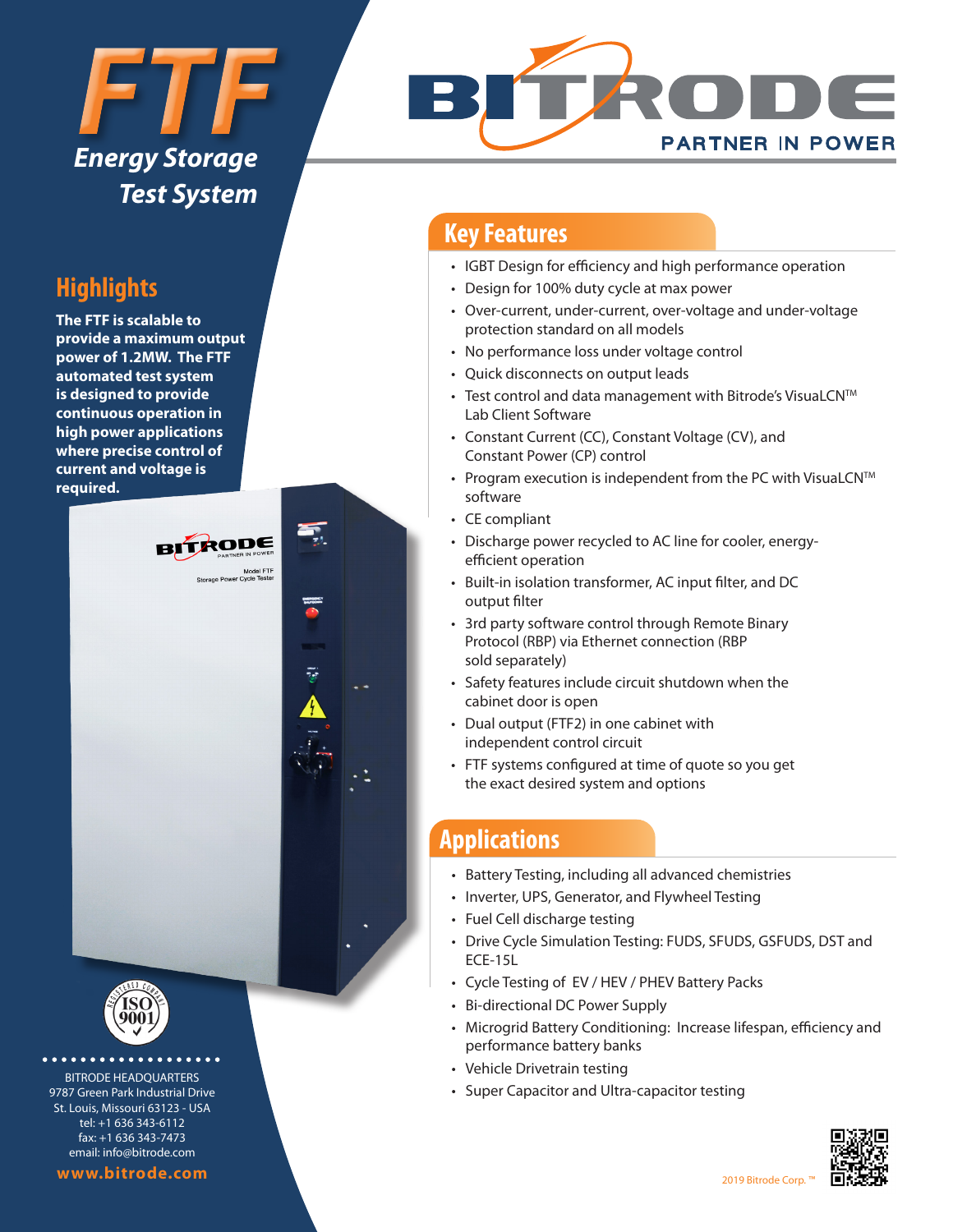# FTF

## Energy Storage Test System

BITRODE
PARTNER IN POWER

## Highlights

**The FTF is scalable to provide a maximum output power of 1.2MW. The FTF automated test system is designed to provide continuous operation in high power applications where precise control of current and voltage is required.**

## Key Features

- IGBT Design for efficiency and high performance operation
- Design for 100% duty cycle at max power
- Over-current, under-current, over-voltage and under-voltage protection standard on all models
- No performance loss under voltage control
- Quick disconnects on output leads
- Test control and data management with Bitrode's VisuaLCN™ Lab Client Software
- Constant Current (CC), Constant Voltage (CV), and Constant Power (CP) control
- Program execution is independent from the PC with VisuaLCN™ software
- CE compliant
- Discharge power recycled to AC line for cooler, energy-efficient operation
- Built-in isolation transformer, AC input filter, and DC output filter
- 3rd party software control through Remote Binary Protocol (RBP) via Ethernet connection (RBP sold separately)
- Safety features include circuit shutdown when the cabinet door is open
- Dual output (FTF2) in one cabinet with independent control circuit
- FTF systems configured at time of quote so you get the exact desired system and options

## Applications

- Battery Testing, including all advanced chemistries
- Inverter, UPS, Generator, and Flywheel Testing
- Fuel Cell discharge testing
- Drive Cycle Simulation Testing: FUDS, SFUDS, GSFUDS, DST and ECE-15L
- Cycle Testing of EV / HEV / PHEV Battery Packs
- Bi-directional DC Power Supply
- Microgrid Battery Conditioning: Increase lifespan, efficiency and performance battery banks
- Vehicle Drivetrain testing
- Super Capacitor and Ultra-capacitor testing

BITRODE HEADQUARTERS
9787 Green Park Industrial Drive
St. Louis, Missouri 63123 - USA
tel: +1 636 343-6112
fax: +1 636 343-7473
email: info@bitrode.com

**www.bitrode.com**

2019 Bitrode Corp. ™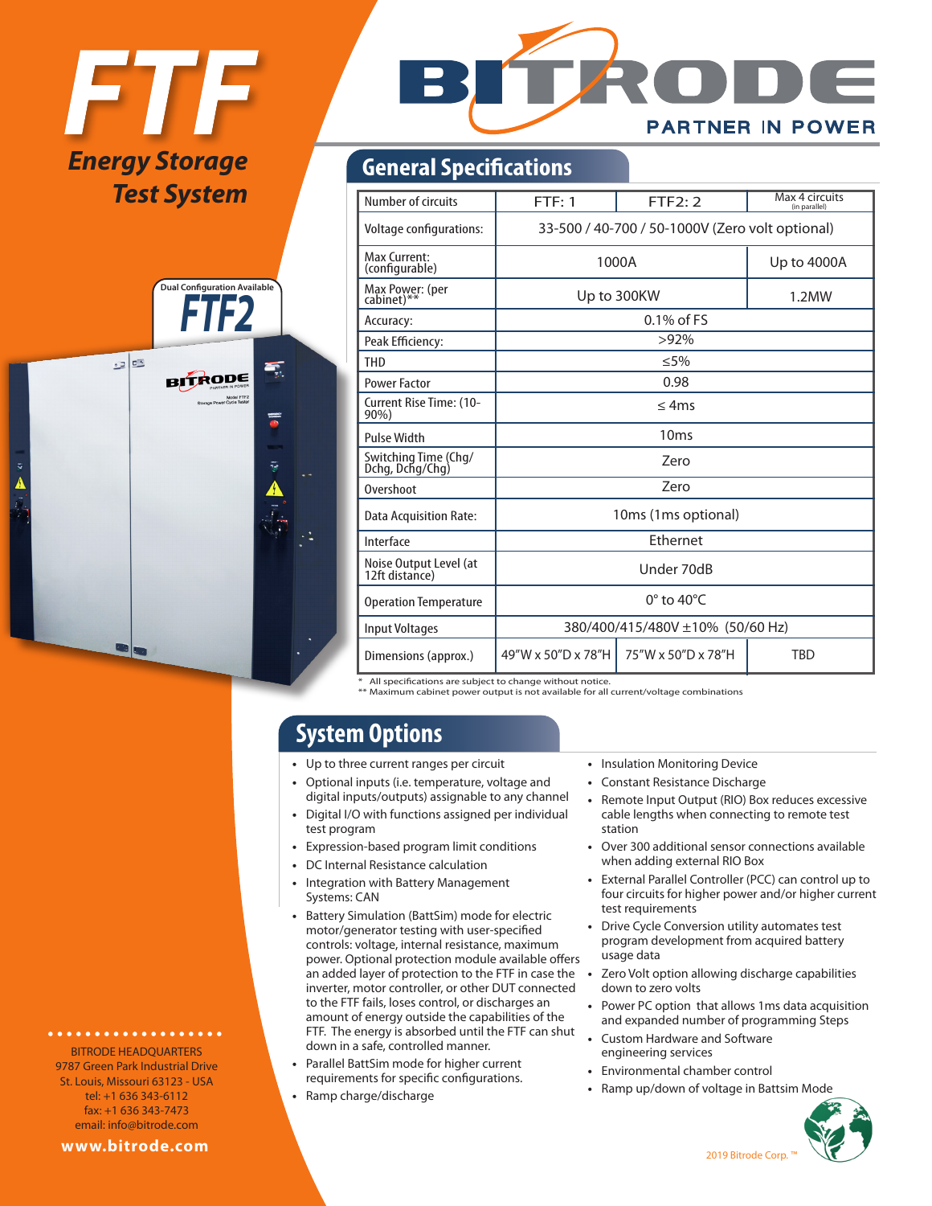# FTF

## Energy Storage Test System

Dual Configuration Available

**FTF2**

## General Specifications

| | | | |
|---|---|---|---|
| Number of circuits | FTF: 1 | FTF2: 2 | Max 4 circuits (in parallel) |
| Voltage configurations: | 33-500 / 40-700 / 50-1000V (Zero volt optional) | | |
| Max Current: (configurable) | 1000A | | Up to 4000A |
| Max Power: (per cabinet)** | Up to 300KW | | 1.2MW |
| Accuracy: | 0.1% of FS | | |
| Peak Efficiency: | >92% | | |
| THD | ≤5% | | |
| Power Factor | 0.98 | | |
| Current Rise Time: (10-90%) | ≤ 4ms | | |
| Pulse Width | 10ms | | |
| Switching Time (Chg/ Dchg, Dchg/Chg) | Zero | | |
| Overshoot | Zero | | |
| Data Acquisition Rate: | 10ms (1ms optional) | | |
| Interface | Ethernet | | |
| Noise Output Level (at 12ft distance) | Under 70dB | | |
| Operation Temperature | 0° to 40°C | | |
| Input Voltages | 380/400/415/480V ±10% (50/60 Hz) | | |
| Dimensions (approx.) | 49"W x 50"D x 78"H | 75"W x 50"D x 78"H | TBD |

\* All specifications are subject to change without notice.
\** Maximum cabinet power output is not available for all current/voltage combinations

## System Options

- Up to three current ranges per circuit
- Optional inputs (i.e. temperature, voltage and digital inputs/outputs) assignable to any channel
- Digital I/O with functions assigned per individual test program
- Expression-based program limit conditions
- DC Internal Resistance calculation
- Integration with Battery Management Systems: CAN
- Battery Simulation (BattSim) mode for electric motor/generator testing with user-specified controls: voltage, internal resistance, maximum power. Optional protection module available offers an added layer of protection to the FTF in case the inverter, motor controller, or other DUT connected to the FTF fails, loses control, or discharges an amount of energy outside the capabilities of the FTF. The energy is absorbed until the FTF can shut down in a safe, controlled manner.
- Parallel BattSim mode for higher current requirements for specific configurations.
- Ramp charge/discharge
- Insulation Monitoring Device
- Constant Resistance Discharge
- Remote Input Output (RIO) Box reduces excessive cable lengths when connecting to remote test station
- Over 300 additional sensor connections available when adding external RIO Box
- External Parallel Controller (PCC) can control up to four circuits for higher power and/or higher current test requirements
- Drive Cycle Conversion utility automates test program development from acquired battery usage data
- Zero Volt option allowing discharge capabilities down to zero volts
- Power PC option that allows 1ms data acquisition and expanded number of programming Steps
- Custom Hardware and Software engineering services
- Environmental chamber control
- Ramp up/down of voltage in Battsim Mode

BITRODE HEADQUARTERS
9787 Green Park Industrial Drive
St. Louis, Missouri 63123 - USA
tel: +1 636 343-6112
fax: +1 636 343-7473
email: info@bitrode.com

**www.bitrode.com**

2019 Bitrode Corp. ™